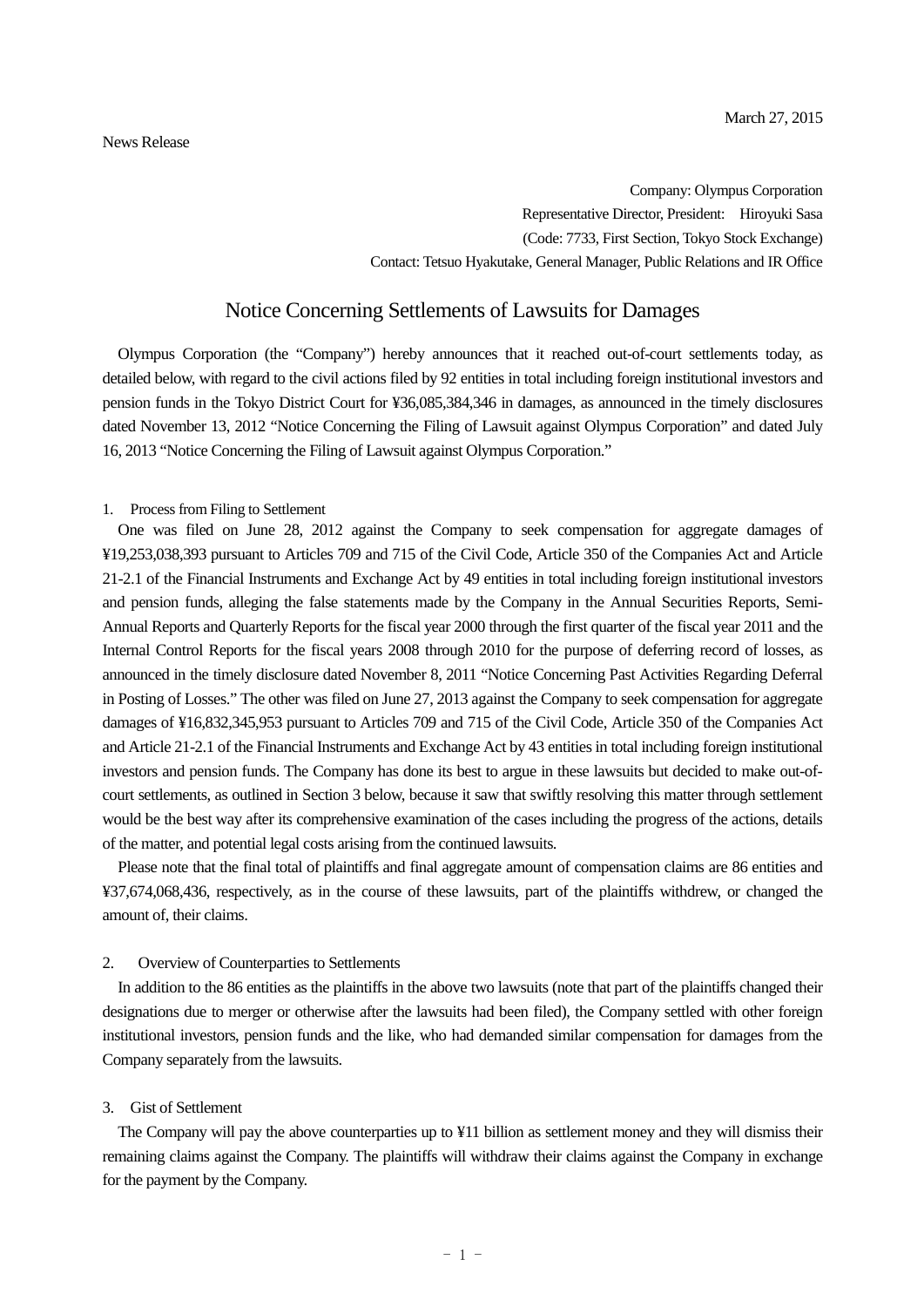March 27, 2015

News Release

Company: Olympus Corporation
Representative Director, President: Hiroyuki Sasa
(Code: 7733, First Section, Tokyo Stock Exchange)
Contact: Tetsuo Hyakutake, General Manager, Public Relations and IR Office

# Notice Concerning Settlements of Lawsuits for Damages

Olympus Corporation (the "Company") hereby announces that it reached out-of-court settlements today, as detailed below, with regard to the civil actions filed by 92 entities in total including foreign institutional investors and pension funds in the Tokyo District Court for ¥36,085,384,346 in damages, as announced in the timely disclosures dated November 13, 2012 "Notice Concerning the Filing of Lawsuit against Olympus Corporation" and dated July 16, 2013 "Notice Concerning the Filing of Lawsuit against Olympus Corporation."

## 1. Process from Filing to Settlement

One was filed on June 28, 2012 against the Company to seek compensation for aggregate damages of ¥19,253,038,393 pursuant to Articles 709 and 715 of the Civil Code, Article 350 of the Companies Act and Article 21-2.1 of the Financial Instruments and Exchange Act by 49 entities in total including foreign institutional investors and pension funds, alleging the false statements made by the Company in the Annual Securities Reports, Semi-Annual Reports and Quarterly Reports for the fiscal year 2000 through the first quarter of the fiscal year 2011 and the Internal Control Reports for the fiscal years 2008 through 2010 for the purpose of deferring record of losses, as announced in the timely disclosure dated November 8, 2011 "Notice Concerning Past Activities Regarding Deferral in Posting of Losses." The other was filed on June 27, 2013 against the Company to seek compensation for aggregate damages of ¥16,832,345,953 pursuant to Articles 709 and 715 of the Civil Code, Article 350 of the Companies Act and Article 21-2.1 of the Financial Instruments and Exchange Act by 43 entities in total including foreign institutional investors and pension funds. The Company has done its best to argue in these lawsuits but decided to make out-of-court settlements, as outlined in Section 3 below, because it saw that swiftly resolving this matter through settlement would be the best way after its comprehensive examination of the cases including the progress of the actions, details of the matter, and potential legal costs arising from the continued lawsuits.

Please note that the final total of plaintiffs and final aggregate amount of compensation claims are 86 entities and ¥37,674,068,436, respectively, as in the course of these lawsuits, part of the plaintiffs withdrew, or changed the amount of, their claims.

## 2. Overview of Counterparties to Settlements

In addition to the 86 entities as the plaintiffs in the above two lawsuits (note that part of the plaintiffs changed their designations due to merger or otherwise after the lawsuits had been filed), the Company settled with other foreign institutional investors, pension funds and the like, who had demanded similar compensation for damages from the Company separately from the lawsuits.

## 3. Gist of Settlement

The Company will pay the above counterparties up to ¥11 billion as settlement money and they will dismiss their remaining claims against the Company. The plaintiffs will withdraw their claims against the Company in exchange for the payment by the Company.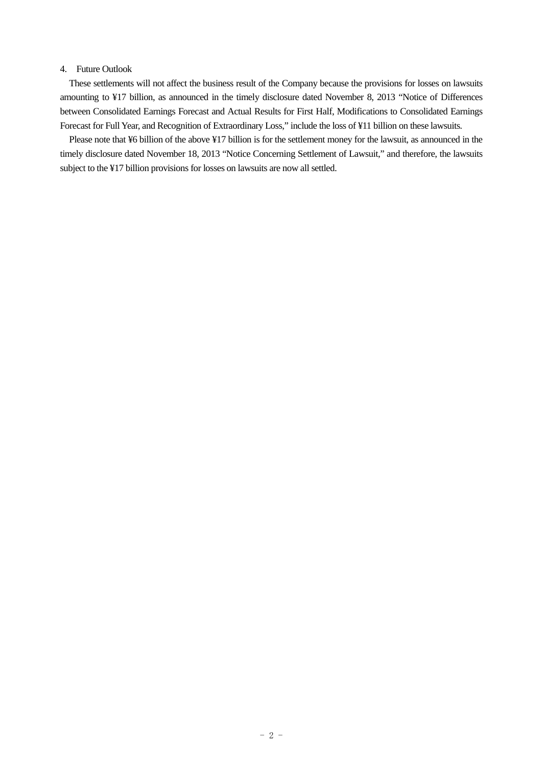## 4. Future Outlook

These settlements will not affect the business result of the Company because the provisions for losses on lawsuits amounting to ¥17 billion, as announced in the timely disclosure dated November 8, 2013 "Notice of Differences between Consolidated Earnings Forecast and Actual Results for First Half, Modifications to Consolidated Earnings Forecast for Full Year, and Recognition of Extraordinary Loss," include the loss of ¥11 billion on these lawsuits.

Please note that ¥6 billion of the above ¥17 billion is for the settlement money for the lawsuit, as announced in the timely disclosure dated November 18, 2013 "Notice Concerning Settlement of Lawsuit," and therefore, the lawsuits subject to the ¥17 billion provisions for losses on lawsuits are now all settled.